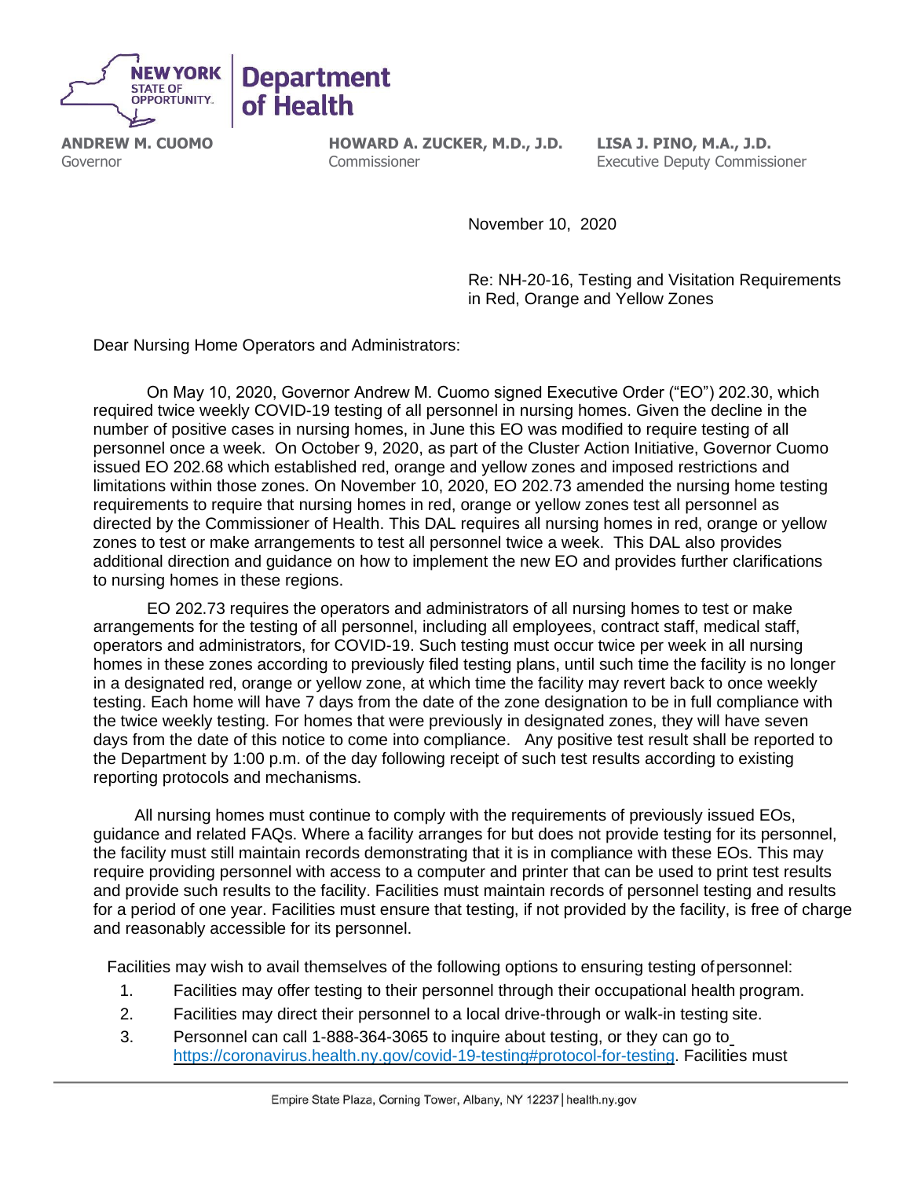**NEW YORK STATE OF OPPORTUNITY** | **Department of Health**

**ANDREW M. CUOMO**
Governor

**HOWARD A. ZUCKER, M.D., J.D.**
Commissioner

**LISA J. PINO, M.A., J.D.**
Executive Deputy Commissioner

November 10, 2020

Re: NH-20-16, Testing and Visitation Requirements in Red, Orange and Yellow Zones

Dear Nursing Home Operators and Administrators:

On May 10, 2020, Governor Andrew M. Cuomo signed Executive Order ("EO") 202.30, which required twice weekly COVID-19 testing of all personnel in nursing homes. Given the decline in the number of positive cases in nursing homes, in June this EO was modified to require testing of all personnel once a week. On October 9, 2020, as part of the Cluster Action Initiative, Governor Cuomo issued EO 202.68 which established red, orange and yellow zones and imposed restrictions and limitations within those zones. On November 10, 2020, EO 202.73 amended the nursing home testing requirements to require that nursing homes in red, orange or yellow zones test all personnel as directed by the Commissioner of Health. This DAL requires all nursing homes in red, orange or yellow zones to test or make arrangements to test all personnel twice a week. This DAL also provides additional direction and guidance on how to implement the new EO and provides further clarifications to nursing homes in these regions.

EO 202.73 requires the operators and administrators of all nursing homes to test or make arrangements for the testing of all personnel, including all employees, contract staff, medical staff, operators and administrators, for COVID-19. Such testing must occur twice per week in all nursing homes in these zones according to previously filed testing plans, until such time the facility is no longer in a designated red, orange or yellow zone, at which time the facility may revert back to once weekly testing. Each home will have 7 days from the date of the zone designation to be in full compliance with the twice weekly testing. For homes that were previously in designated zones, they will have seven days from the date of this notice to come into compliance. Any positive test result shall be reported to the Department by 1:00 p.m. of the day following receipt of such test results according to existing reporting protocols and mechanisms.

All nursing homes must continue to comply with the requirements of previously issued EOs, guidance and related FAQs. Where a facility arranges for but does not provide testing for its personnel, the facility must still maintain records demonstrating that it is in compliance with these EOs. This may require providing personnel with access to a computer and printer that can be used to print test results and provide such results to the facility. Facilities must maintain records of personnel testing and results for a period of one year. Facilities must ensure that testing, if not provided by the facility, is free of charge and reasonably accessible for its personnel.

Facilities may wish to avail themselves of the following options to ensuring testing of personnel:

1. Facilities may offer testing to their personnel through their occupational health program.
2. Facilities may direct their personnel to a local drive-through or walk-in testing site.
3. Personnel can call 1-888-364-3065 to inquire about testing, or they can go to https://coronavirus.health.ny.gov/covid-19-testing#protocol-for-testing. Facilities must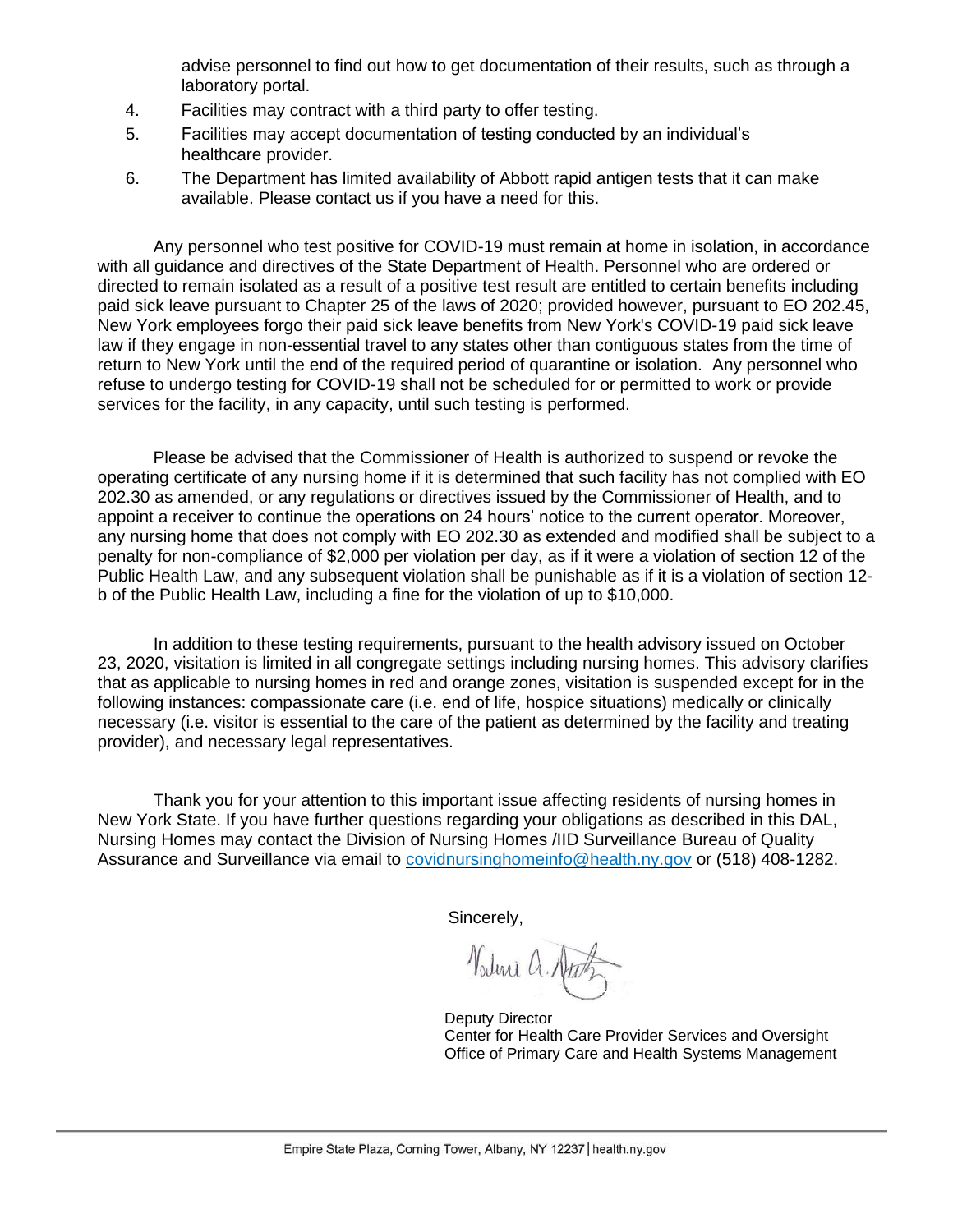advise personnel to find out how to get documentation of their results, such as through a laboratory portal.

4. Facilities may contract with a third party to offer testing.
5. Facilities may accept documentation of testing conducted by an individual's healthcare provider.
6. The Department has limited availability of Abbott rapid antigen tests that it can make available. Please contact us if you have a need for this.

Any personnel who test positive for COVID-19 must remain at home in isolation, in accordance with all guidance and directives of the State Department of Health. Personnel who are ordered or directed to remain isolated as a result of a positive test result are entitled to certain benefits including paid sick leave pursuant to Chapter 25 of the laws of 2020; provided however, pursuant to EO 202.45, New York employees forgo their paid sick leave benefits from New York's COVID-19 paid sick leave law if they engage in non-essential travel to any states other than contiguous states from the time of return to New York until the end of the required period of quarantine or isolation. Any personnel who refuse to undergo testing for COVID-19 shall not be scheduled for or permitted to work or provide services for the facility, in any capacity, until such testing is performed.

Please be advised that the Commissioner of Health is authorized to suspend or revoke the operating certificate of any nursing home if it is determined that such facility has not complied with EO 202.30 as amended, or any regulations or directives issued by the Commissioner of Health, and to appoint a receiver to continue the operations on 24 hours' notice to the current operator. Moreover, any nursing home that does not comply with EO 202.30 as extended and modified shall be subject to a penalty for non-compliance of $2,000 per violation per day, as if it were a violation of section 12 of the Public Health Law, and any subsequent violation shall be punishable as if it is a violation of section 12-b of the Public Health Law, including a fine for the violation of up to $10,000.

In addition to these testing requirements, pursuant to the health advisory issued on October 23, 2020, visitation is limited in all congregate settings including nursing homes. This advisory clarifies that as applicable to nursing homes in red and orange zones, visitation is suspended except for in the following instances: compassionate care (i.e. end of life, hospice situations) medically or clinically necessary (i.e. visitor is essential to the care of the patient as determined by the facility and treating provider), and necessary legal representatives.

Thank you for your attention to this important issue affecting residents of nursing homes in New York State. If you have further questions regarding your obligations as described in this DAL, Nursing Homes may contact the Division of Nursing Homes /IID Surveillance Bureau of Quality Assurance and Surveillance via email to covidnursinghomeinfo@health.ny.gov or (518) 408-1282.

Sincerely,

Deputy Director
Center for Health Care Provider Services and Oversight
Office of Primary Care and Health Systems Management

Empire State Plaza, Corning Tower, Albany, NY 12237 | health.ny.gov